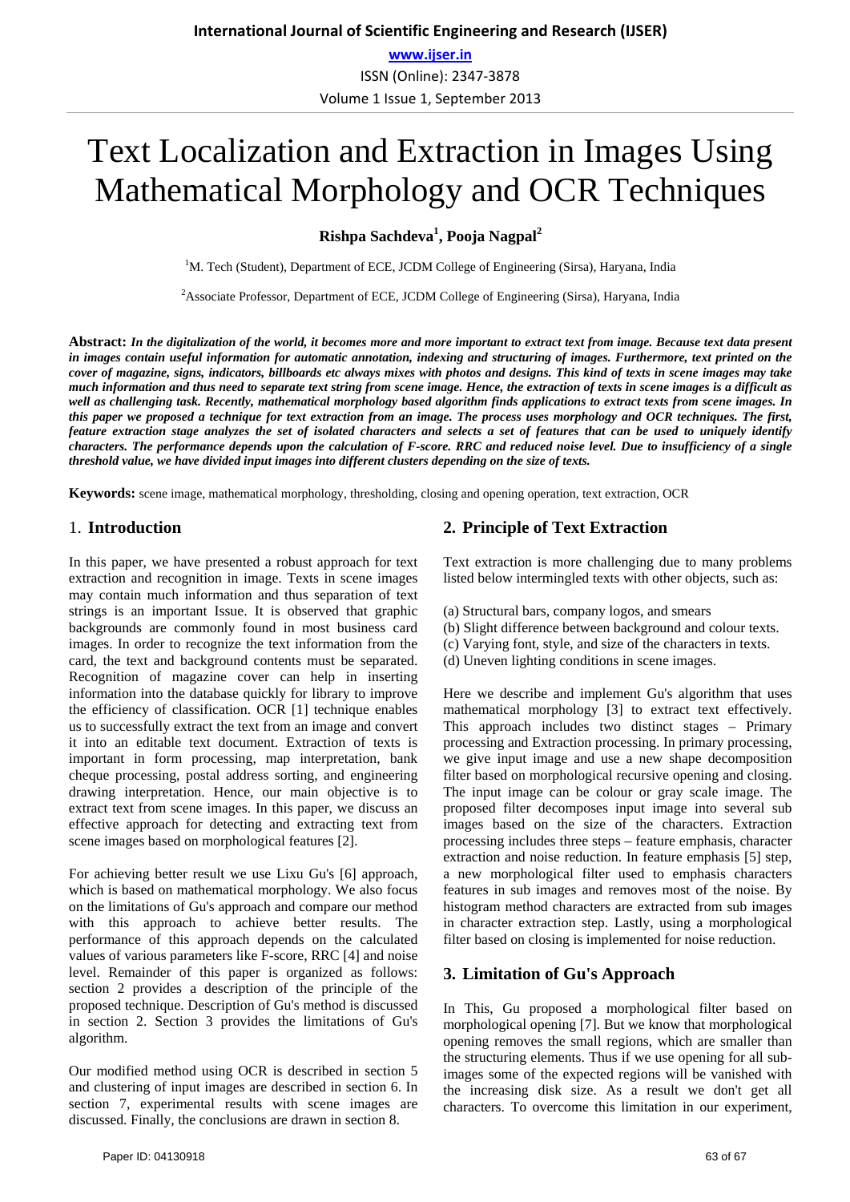# Text Localization and Extraction in Images Using Mathematical Morphology and OCR Techniques

**Rishpa Sachdeva[1], Pooja Nagpal[2]**

[1]M. Tech (Student), Department of ECE, JCDM College of Engineering (Sirsa), Haryana, India

[2]Associate Professor, Department of ECE, JCDM College of Engineering (Sirsa), Haryana, India

**Abstract:** ***In the digitalization of the world, it becomes more and more important to extract text from image. Because text data present in images contain useful information for automatic annotation, indexing and structuring of images. Furthermore, text printed on the cover of magazine, signs, indicators, billboards etc always mixes with photos and designs. This kind of texts in scene images may take much information and thus need to separate text string from scene image. Hence, the extraction of texts in scene images is a difficult as well as challenging task. Recently, mathematical morphology based algorithm finds applications to extract texts from scene images. In this paper we proposed a technique for text extraction from an image. The process uses morphology and OCR techniques. The first, feature extraction stage analyzes the set of isolated characters and selects a set of features that can be used to uniquely identify characters. The performance depends upon the calculation of F-score. RRC and reduced noise level. Due to insufficiency of a single threshold value, we have divided input images into different clusters depending on the size of texts.***

**Keywords:** scene image, mathematical morphology, thresholding, closing and opening operation, text extraction, OCR

## 1. Introduction

In this paper, we have presented a robust approach for text extraction and recognition in image. Texts in scene images may contain much information and thus separation of text strings is an important Issue. It is observed that graphic backgrounds are commonly found in most business card images. In order to recognize the text information from the card, the text and background contents must be separated. Recognition of magazine cover can help in inserting information into the database quickly for library to improve the efficiency of classification. OCR [1] technique enables us to successfully extract the text from an image and convert it into an editable text document. Extraction of texts is important in form processing, map interpretation, bank cheque processing, postal address sorting, and engineering drawing interpretation. Hence, our main objective is to extract text from scene images. In this paper, we discuss an effective approach for detecting and extracting text from scene images based on morphological features [2].

For achieving better result we use Lixu Gu's [6] approach, which is based on mathematical morphology. We also focus on the limitations of Gu's approach and compare our method with this approach to achieve better results. The performance of this approach depends on the calculated values of various parameters like F-score, RRC [4] and noise level. Remainder of this paper is organized as follows: section 2 provides a description of the principle of the proposed technique. Description of Gu's method is discussed in section 2. Section 3 provides the limitations of Gu's algorithm.

Our modified method using OCR is described in section 5 and clustering of input images are described in section 6. In section 7, experimental results with scene images are discussed. Finally, the conclusions are drawn in section 8.

## 2. Principle of Text Extraction

Text extraction is more challenging due to many problems listed below intermingled texts with other objects, such as:

(a) Structural bars, company logos, and smears
(b) Slight difference between background and colour texts.
(c) Varying font, style, and size of the characters in texts.
(d) Uneven lighting conditions in scene images.

Here we describe and implement Gu's algorithm that uses mathematical morphology [3] to extract text effectively. This approach includes two distinct stages – Primary processing and Extraction processing. In primary processing, we give input image and use a new shape decomposition filter based on morphological recursive opening and closing. The input image can be colour or gray scale image. The proposed filter decomposes input image into several sub images based on the size of the characters. Extraction processing includes three steps – feature emphasis, character extraction and noise reduction. In feature emphasis [5] step, a new morphological filter used to emphasis characters features in sub images and removes most of the noise. By histogram method characters are extracted from sub images in character extraction step. Lastly, using a morphological filter based on closing is implemented for noise reduction.

## 3. Limitation of Gu's Approach

In This, Gu proposed a morphological filter based on morphological opening [7]. But we know that morphological opening removes the small regions, which are smaller than the structuring elements. Thus if we use opening for all sub-images some of the expected regions will be vanished with the increasing disk size. As a result we don't get all characters. To overcome this limitation in our experiment,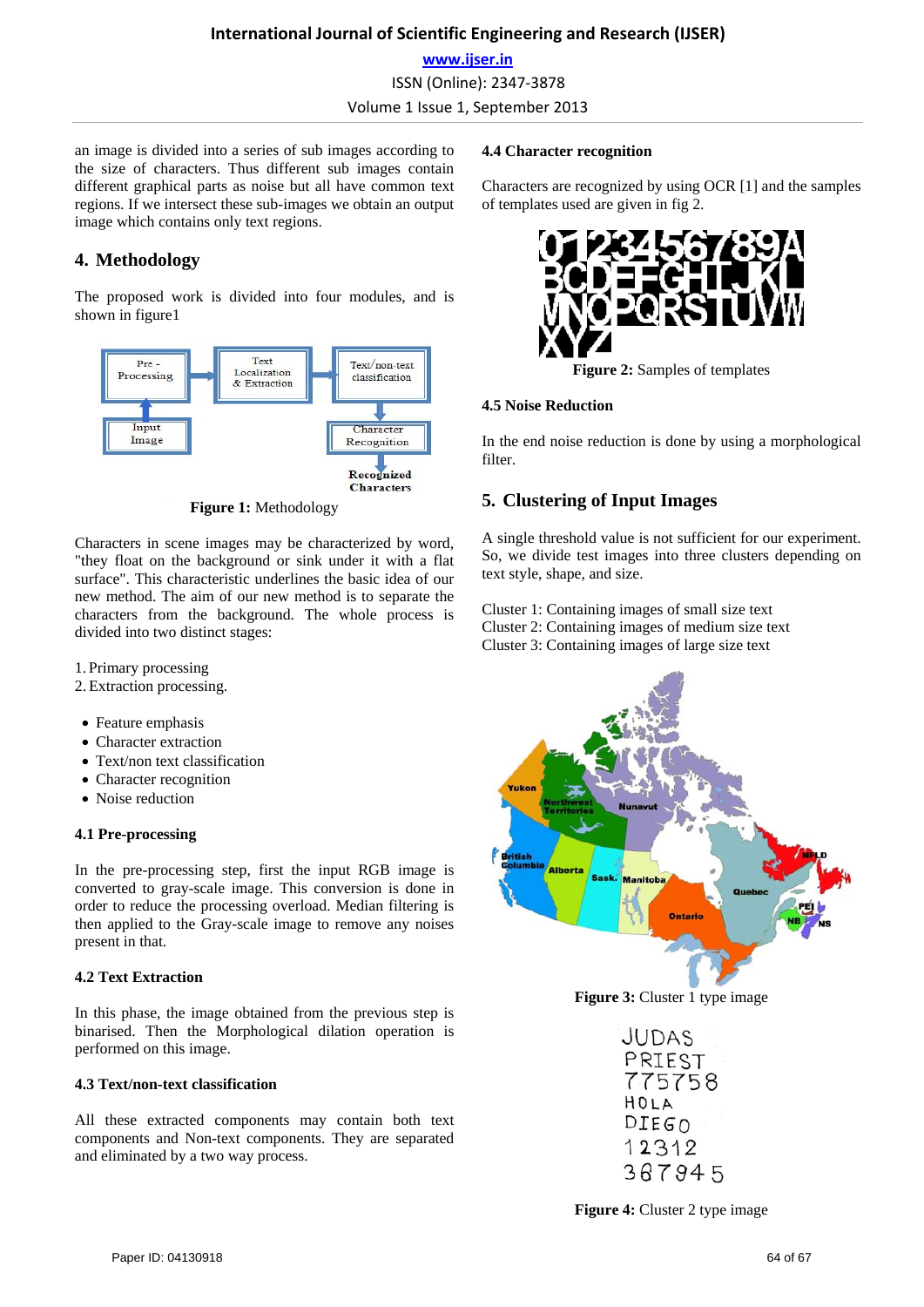an image is divided into a series of sub images according to the size of characters. Thus different sub images contain different graphical parts as noise but all have common text regions. If we intersect these sub-images we obtain an output image which contains only text regions.

## 4. Methodology

The proposed work is divided into four modules, and is shown in figure1

**Figure 1:** Methodology

Characters in scene images may be characterized by word, "they float on the background or sink under it with a flat surface". This characteristic underlines the basic idea of our new method. The aim of our new method is to separate the characters from the background. The whole process is divided into two distinct stages:

1. Primary processing
2. Extraction processing.

- Feature emphasis
- Character extraction
- Text/non text classification
- Character recognition
- Noise reduction

### 4.1 Pre-processing

In the pre-processing step, first the input RGB image is converted to gray-scale image. This conversion is done in order to reduce the processing overload. Median filtering is then applied to the Gray-scale image to remove any noises present in that.

### 4.2 Text Extraction

In this phase, the image obtained from the previous step is binarised. Then the Morphological dilation operation is performed on this image.

### 4.3 Text/non-text classification

All these extracted components may contain both text components and Non-text components. They are separated and eliminated by a two way process.

### 4.4 Character recognition

Characters are recognized by using OCR [1] and the samples of templates used are given in fig 2.

**Figure 2:** Samples of templates

### 4.5 Noise Reduction

In the end noise reduction is done by using a morphological filter.

## 5. Clustering of Input Images

A single threshold value is not sufficient for our experiment. So, we divide test images into three clusters depending on text style, shape, and size.

Cluster 1: Containing images of small size text
Cluster 2: Containing images of medium size text
Cluster 3: Containing images of large size text

**Figure 3:** Cluster 1 type image

**Figure 4:** Cluster 2 type image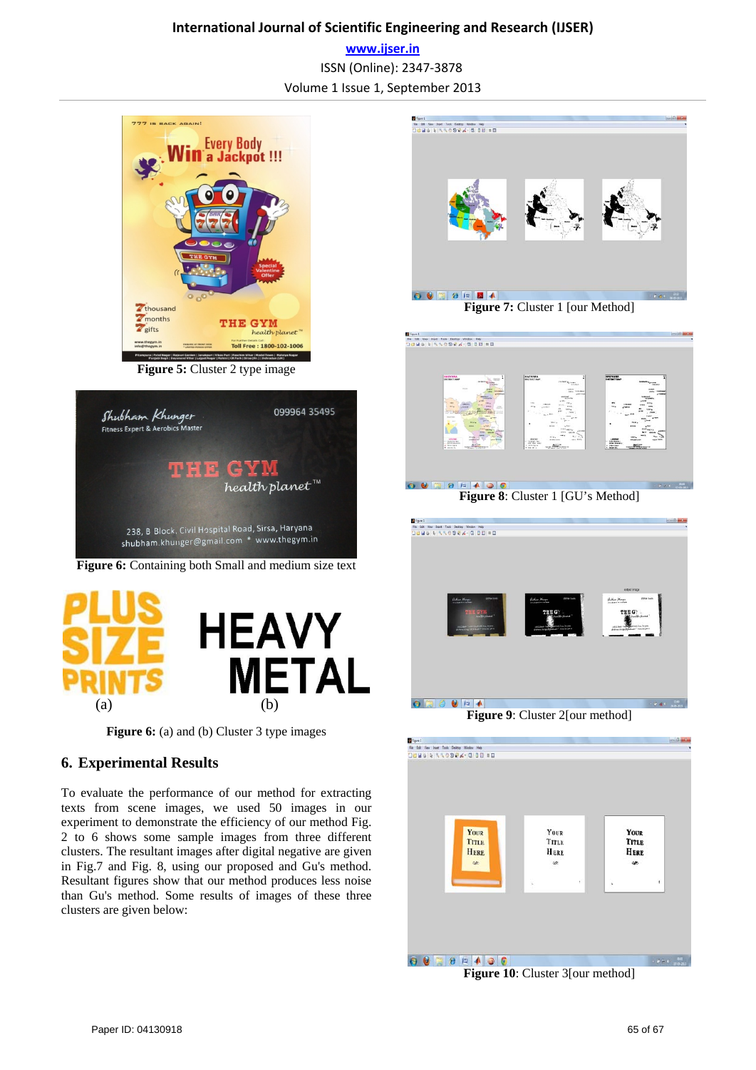Figure 5: Cluster 2 type image

Figure 6: Containing both Small and medium size text

(a) (b)

Figure 6: (a) and (b) Cluster 3 type images

## 6. Experimental Results

To evaluate the performance of our method for extracting texts from scene images, we used 50 images in our experiment to demonstrate the efficiency of our method Fig. 2 to 6 shows some sample images from three different clusters. The resultant images after digital negative are given in Fig.7 and Fig. 8, using our proposed and Gu's method. Resultant figures show that our method produces less noise than Gu's method. Some results of images of these three clusters are given below:

**Figure 7**: Cluster 1 [our Method]

**Figure 8**: Cluster 1 [GU's Method]

**Figure 9**: Cluster 2[our method]

**Figure 10**: Cluster 3[our method]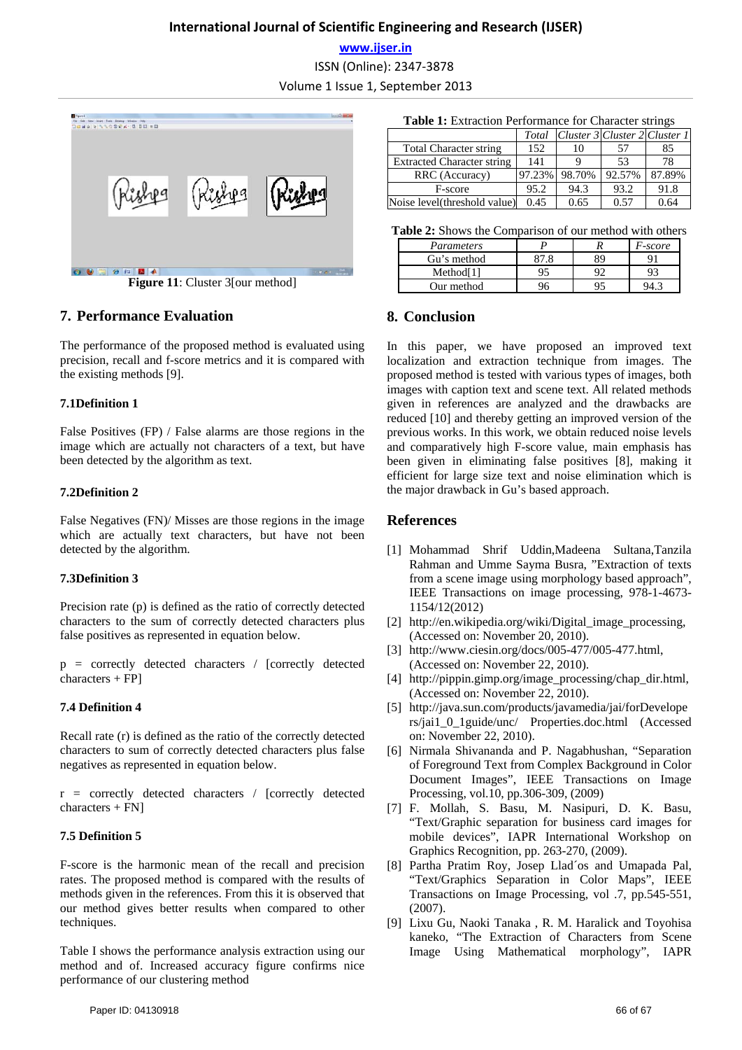Figure 11: Cluster 3[our method]

## 7. Performance Evaluation

The performance of the proposed method is evaluated using precision, recall and f-score metrics and it is compared with the existing methods [9].

### 7.1Definition 1

False Positives (FP) / False alarms are those regions in the image which are actually not characters of a text, but have been detected by the algorithm as text.

### 7.2Definition 2

False Negatives (FN)/ Misses are those regions in the image which are actually text characters, but have not been detected by the algorithm.

### 7.3Definition 3

Precision rate (p) is defined as the ratio of correctly detected characters to the sum of correctly detected characters plus false positives as represented in equation below.

p = correctly detected characters / [correctly detected characters + FP]

### 7.4 Definition 4

Recall rate (r) is defined as the ratio of the correctly detected characters to sum of correctly detected characters plus false negatives as represented in equation below.

r = correctly detected characters / [correctly detected characters + FN]

### 7.5 Definition 5

F-score is the harmonic mean of the recall and precision rates. The proposed method is compared with the results of methods given in the references. From this it is observed that our method gives better results when compared to other techniques.

Table I shows the performance analysis extraction using our method and of. Increased accuracy figure confirms nice performance of our clustering method

**Table 1:** Extraction Performance for Character strings

| | *Total* | *Cluster 3* | *Cluster 2* | *Cluster 1* |
|---|---|---|---|---|
| Total Character string | 152 | 10 | 57 | 85 |
| Extracted Character string | 141 | 9 | 53 | 78 |
| RRC (Accuracy) | 97.23% | 98.70% | 92.57% | 87.89% |
| F-score | 95.2 | 94.3 | 93.2 | 91.8 |
| Noise level(threshold value) | 0.45 | 0.65 | 0.57 | 0.64 |

**Table 2:** Shows the Comparison of our method with others

| *Parameters* | *P* | *R* | *F-score* |
|---|---|---|---|
| Gu's method | 87.8 | 89 | 91 |
| Method[1] | 95 | 92 | 93 |
| Our method | 96 | 95 | 94.3 |

## 8. Conclusion

In this paper, we have proposed an improved text localization and extraction technique from images. The proposed method is tested with various types of images, both images with caption text and scene text. All related methods given in references are analyzed and the drawbacks are reduced [10] and thereby getting an improved version of the previous works. In this work, we obtain reduced noise levels and comparatively high F-score value, main emphasis has been given in eliminating false positives [8], making it efficient for large size text and noise elimination which is the major drawback in Gu's based approach.

## References

[1] Mohammad Shrif Uddin,Madeena Sultana,Tanzila Rahman and Umme Sayma Busra, "Extraction of texts from a scene image using morphology based approach", IEEE Transactions on image processing, 978-1-4673-1154/12(2012)

[2] http://en.wikipedia.org/wiki/Digital_image_processing, (Accessed on: November 20, 2010).

[3] http://www.ciesin.org/docs/005-477/005-477.html, (Accessed on: November 22, 2010).

[4] http://pippin.gimp.org/image_processing/chap_dir.html, (Accessed on: November 22, 2010).

[5] http://java.sun.com/products/javamedia/jai/forDevelopers/jai1_0_1guide/unc/ Properties.doc.html (Accessed on: November 22, 2010).

[6] Nirmala Shivananda and P. Nagabhushan, "Separation of Foreground Text from Complex Background in Color Document Images", IEEE Transactions on Image Processing, vol.10, pp.306-309, (2009)

[7] F. Mollah, S. Basu, M. Nasipuri, D. K. Basu, "Text/Graphic separation for business card images for mobile devices", IAPR International Workshop on Graphics Recognition, pp. 263-270, (2009).

[8] Partha Pratim Roy, Josep Lad´os and Umapada Pal, "Text/Graphics Separation in Color Maps", IEEE Transactions on Image Processing, vol .7, pp.545-551, (2007).

[9] Lixu Gu, Naoki Tanaka , R. M. Haralick and Toyohisa kaneko, "The Extraction of Characters from Scene Image Using Mathematical morphology", IAPR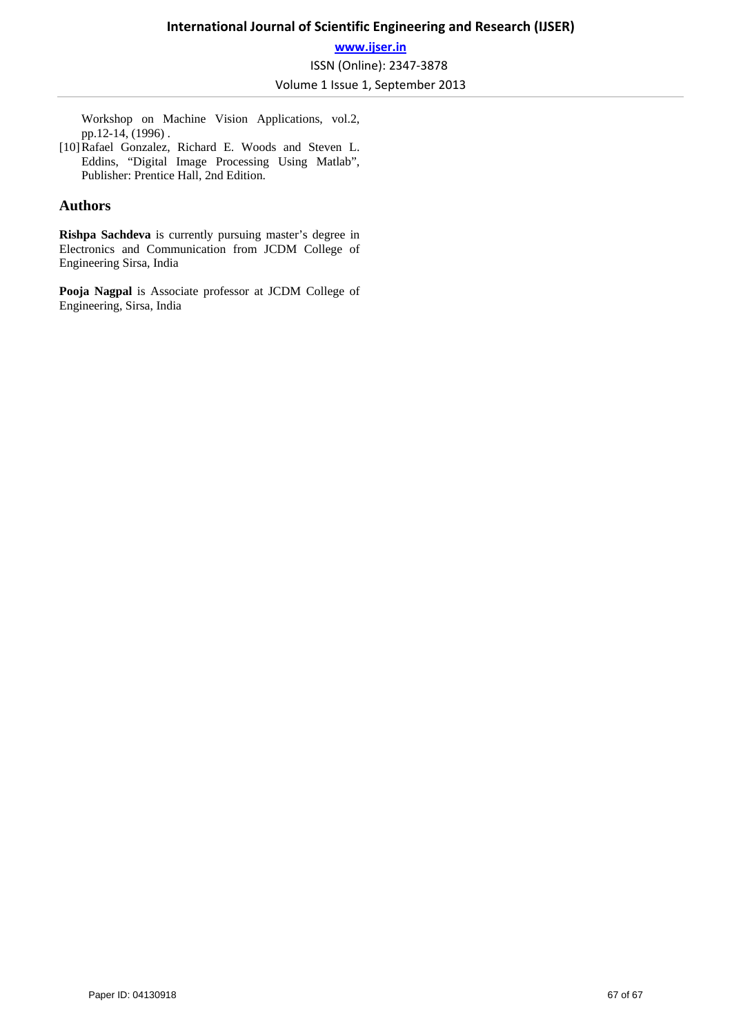Workshop on Machine Vision Applications, vol.2, pp.12-14, (1996) .

[10] Rafael Gonzalez, Richard E. Woods and Steven L. Eddins, "Digital Image Processing Using Matlab", Publisher: Prentice Hall, 2nd Edition.

## Authors

**Rishpa Sachdeva** is currently pursuing master's degree in Electronics and Communication from JCDM College of Engineering Sirsa, India

**Pooja Nagpal** is Associate professor at JCDM College of Engineering, Sirsa, India